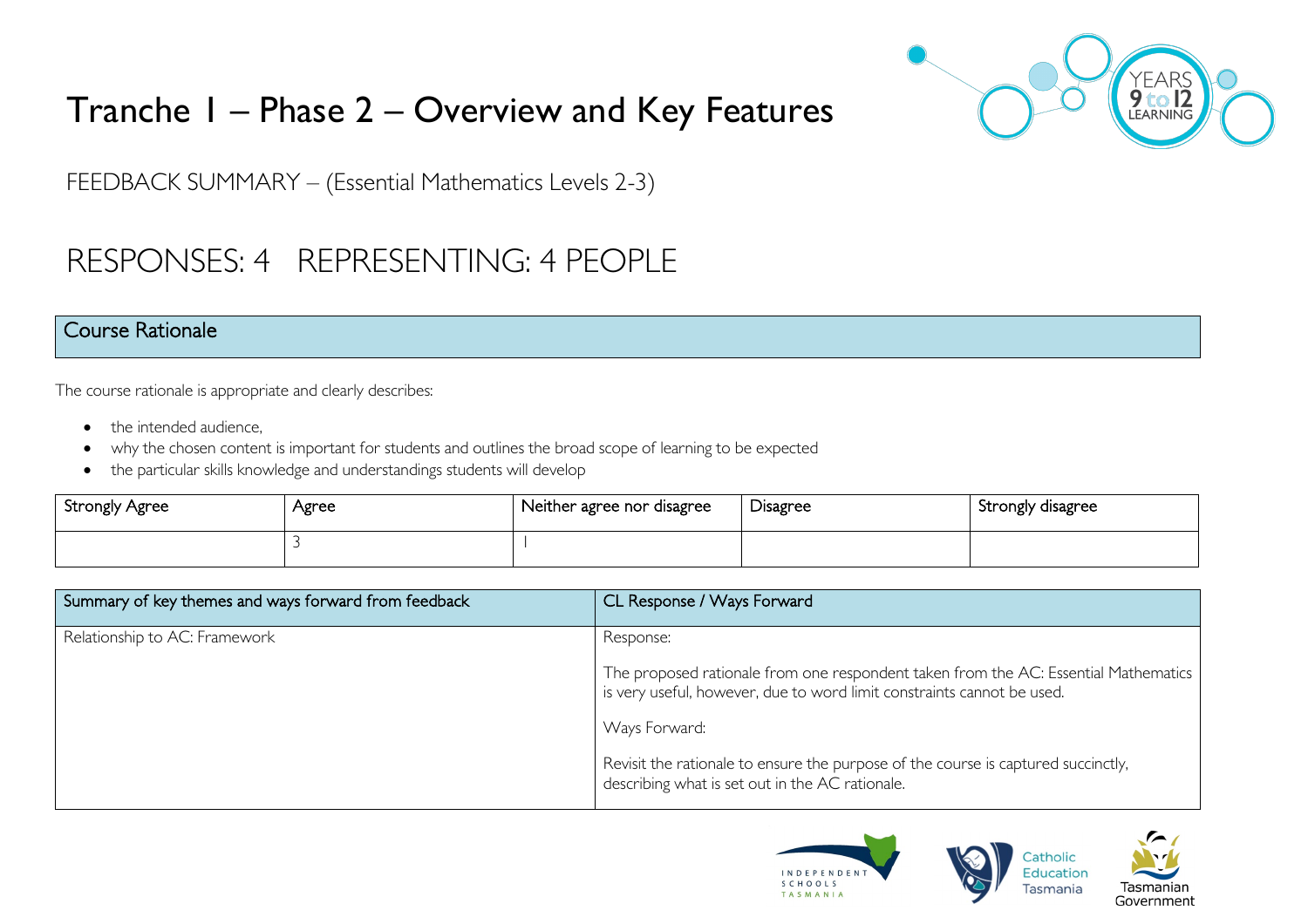# Tranche 1 – Phase 2 – Overview and Key Features

FEEDBACK SUMMARY – (Essential Mathematics Levels 2-3)

## RESPONSES: 4 REPRESENTING: 4 PEOPLE

### Course Rationale

The course rationale is appropriate and clearly describes:

- the intended audience,
- why the chosen content is important for students and outlines the broad scope of learning to be expected
- the particular skills knowledge and understandings students will develop

| Strongly Agree | Agree | Neither agree nor disagree | Disagree | Strongly disagree |
|---|---|---|---|---|
| | 3 | 1 | | |

| Summary of key themes and ways forward from feedback | CL Response / Ways Forward |
|---|---|
| Relationship to AC: Framework | Response:<br><br>The proposed rationale from one respondent taken from the AC: Essential Mathematics is very useful, however, due to word limit constraints cannot be used.<br><br>Ways Forward:<br><br>Revisit the rationale to ensure the purpose of the course is captured succinctly, describing what is set out in the AC rationale. |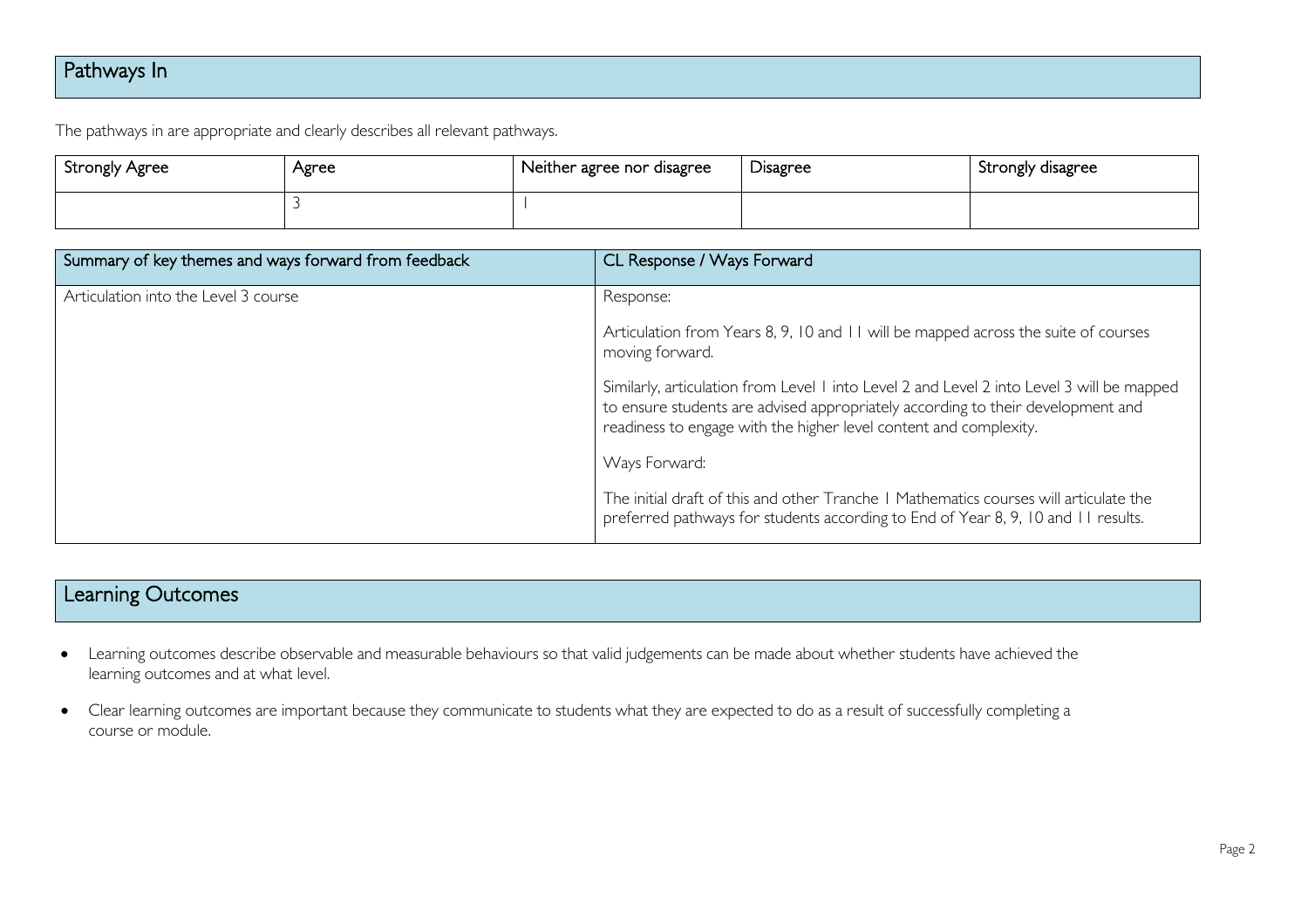## Pathways In

The pathways in are appropriate and clearly describes all relevant pathways.

| Strongly Agree | Agree | Neither agree nor disagree | Disagree | Strongly disagree |
|---|---|---|---|---|
| | 3 | 1 | | |

| Summary of key themes and ways forward from feedback | CL Response / Ways Forward |
|---|---|
| Articulation into the Level 3 course | Response:<br><br>Articulation from Years 8, 9, 10 and 11 will be mapped across the suite of courses moving forward.<br><br>Similarly, articulation from Level 1 into Level 2 and Level 2 into Level 3 will be mapped to ensure students are advised appropriately according to their development and readiness to engage with the higher level content and complexity.<br><br>Ways Forward:<br><br>The initial draft of this and other Tranche 1 Mathematics courses will articulate the preferred pathways for students according to End of Year 8, 9, 10 and 11 results. |

## Learning Outcomes

- Learning outcomes describe observable and measurable behaviours so that valid judgements can be made about whether students have achieved the learning outcomes and at what level.
- Clear learning outcomes are important because they communicate to students what they are expected to do as a result of successfully completing a course or module.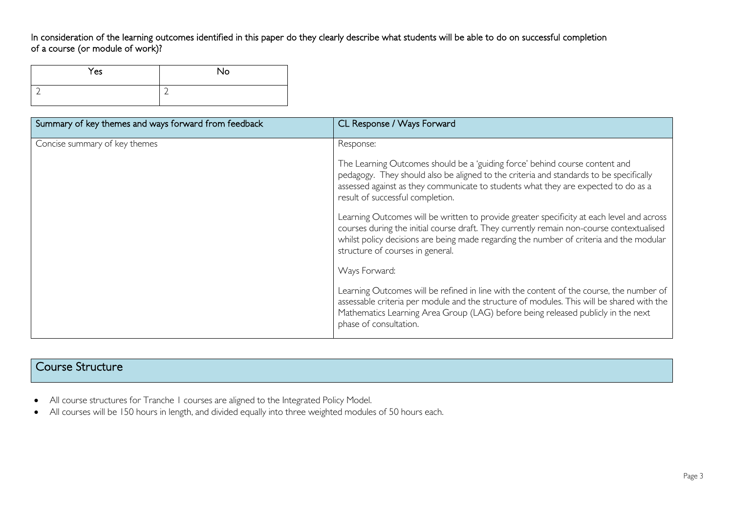In consideration of the learning outcomes identified in this paper do they clearly describe what students will be able to do on successful completion of a course (or module of work)?

| Yes | No |
|---|---|
| 2 | 2 |

| Summary of key themes and ways forward from feedback | CL Response / Ways Forward |
|---|---|
| Concise summary of key themes | Response:<br><br>The Learning Outcomes should be a 'guiding force' behind course content and pedagogy. They should also be aligned to the criteria and standards to be specifically assessed against as they communicate to students what they are expected to do as a result of successful completion.<br><br>Learning Outcomes will be written to provide greater specificity at each level and across courses during the initial course draft. They currently remain non-course contextualised whilst policy decisions are being made regarding the number of criteria and the modular structure of courses in general.<br><br>Ways Forward:<br><br>Learning Outcomes will be refined in line with the content of the course, the number of assessable criteria per module and the structure of modules. This will be shared with the Mathematics Learning Area Group (LAG) before being released publicly in the next phase of consultation. |

## Course Structure

- All course structures for Tranche 1 courses are aligned to the Integrated Policy Model.
- All courses will be 150 hours in length, and divided equally into three weighted modules of 50 hours each.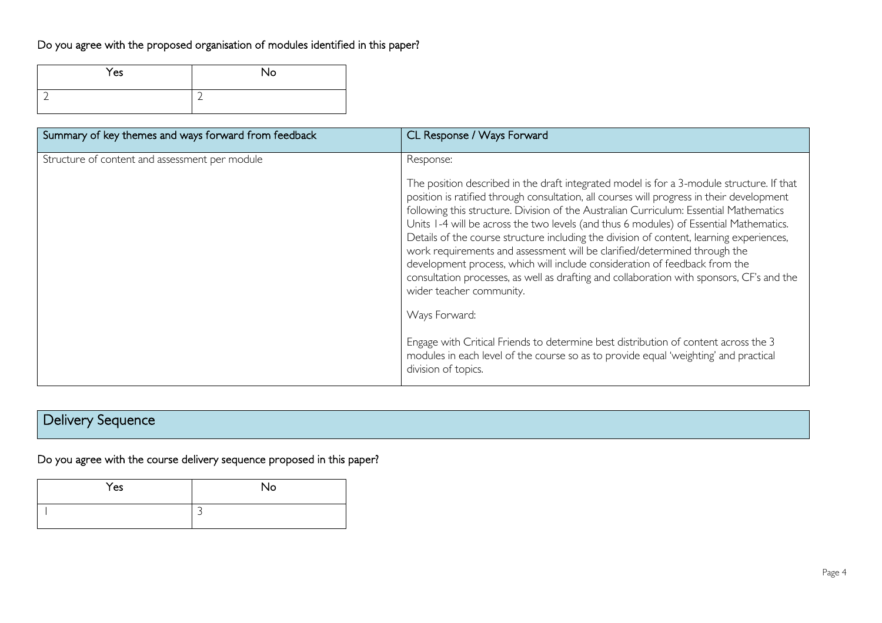Do you agree with the proposed organisation of modules identified in this paper?

| Yes | No |
| --- | --- |
| 2 | 2 |

| Summary of key themes and ways forward from feedback | CL Response / Ways Forward |
| --- | --- |
| Structure of content and assessment per module | Response:<br><br>The position described in the draft integrated model is for a 3-module structure. If that position is ratified through consultation, all courses will progress in their development following this structure. Division of the Australian Curriculum: Essential Mathematics Units 1-4 will be across the two levels (and thus 6 modules) of Essential Mathematics. Details of the course structure including the division of content, learning experiences, work requirements and assessment will be clarified/determined through the development process, which will include consideration of feedback from the consultation processes, as well as drafting and collaboration with sponsors, CF's and the wider teacher community.<br><br>Ways Forward:<br><br>Engage with Critical Friends to determine best distribution of content across the 3 modules in each level of the course so as to provide equal 'weighting' and practical division of topics. |

## Delivery Sequence

Do you agree with the course delivery sequence proposed in this paper?

| Yes | No |
| --- | --- |
| 1 | 3 |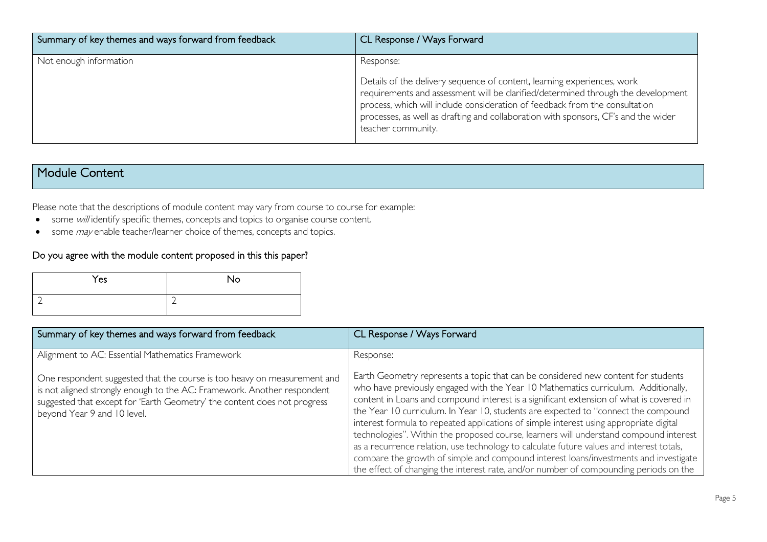| Summary of key themes and ways forward from feedback | CL Response / Ways Forward |
|---|---|
| Not enough information | Response:<br><br>Details of the delivery sequence of content, learning experiences, work requirements and assessment will be clarified/determined through the development process, which will include consideration of feedback from the consultation processes, as well as drafting and collaboration with sponsors, CF's and the wider teacher community. |

## Module Content

Please note that the descriptions of module content may vary from course to course for example:

- some *will* identify specific themes, concepts and topics to organise course content.
- some *may* enable teacher/learner choice of themes, concepts and topics.

### Do you agree with the module content proposed in this this paper?

| Yes | No |
|---|---|
| 2 | 2 |

| Summary of key themes and ways forward from feedback | CL Response / Ways Forward |
|---|---|
| Alignment to AC: Essential Mathematics Framework<br><br>One respondent suggested that the course is too heavy on measurement and is not aligned strongly enough to the AC: Framework. Another respondent suggested that except for 'Earth Geometry' the content does not progress beyond Year 9 and 10 level. | Response:<br><br>Earth Geometry represents a topic that can be considered new content for students who have previously engaged with the Year 10 Mathematics curriculum. Additionally, content in Loans and compound interest is a significant extension of what is covered in the Year 10 curriculum. In Year 10, students are expected to "connect the compound interest formula to repeated applications of simple interest using appropriate digital technologies". Within the proposed course, learners will understand compound interest as a recurrence relation, use technology to calculate future values and interest totals, compare the growth of simple and compound interest loans/investments and investigate the effect of changing the interest rate, and/or number of compounding periods on the |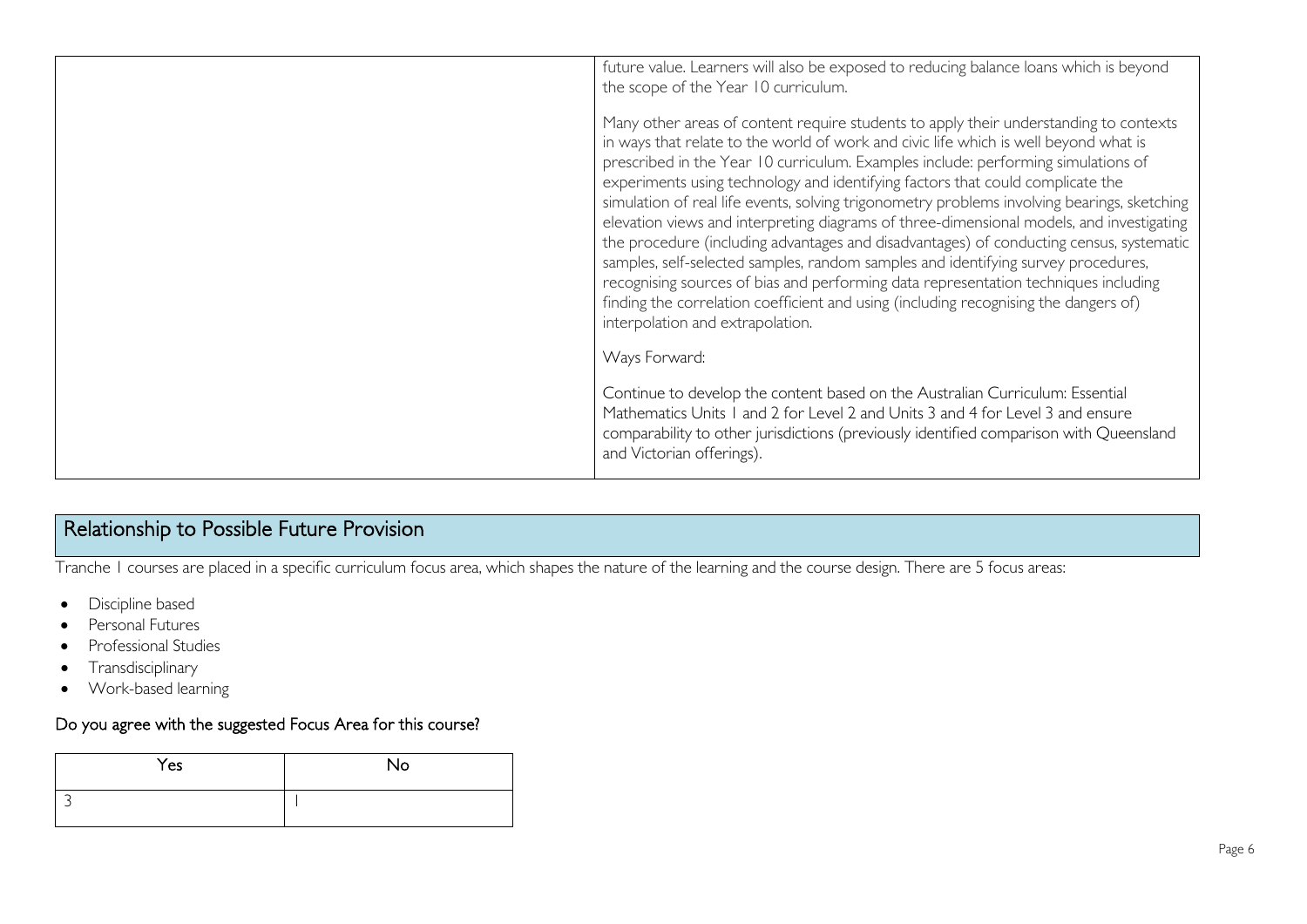| | |
|---|---|
| | future value. Learners will also be exposed to reducing balance loans which is beyond the scope of the Year 10 curriculum.<br><br>Many other areas of content require students to apply their understanding to contexts in ways that relate to the world of work and civic life which is well beyond what is prescribed in the Year 10 curriculum. Examples include: performing simulations of experiments using technology and identifying factors that could complicate the simulation of real life events, solving trigonometry problems involving bearings, sketching elevation views and interpreting diagrams of three-dimensional models, and investigating the procedure (including advantages and disadvantages) of conducting census, systematic samples, self-selected samples, random samples and identifying survey procedures, recognising sources of bias and performing data representation techniques including finding the correlation coefficient and using (including recognising the dangers of) interpolation and extrapolation.<br><br>Ways Forward:<br><br>Continue to develop the content based on the Australian Curriculum: Essential Mathematics Units 1 and 2 for Level 2 and Units 3 and 4 for Level 3 and ensure comparability to other jurisdictions (previously identified comparison with Queensland and Victorian offerings). |

## Relationship to Possible Future Provision

Tranche 1 courses are placed in a specific curriculum focus area, which shapes the nature of the learning and the course design. There are 5 focus areas:

- Discipline based
- Personal Futures
- Professional Studies
- Transdisciplinary
- Work-based learning

### Do you agree with the suggested Focus Area for this course?

| Yes | No |
|---|---|
| 3 | 1 |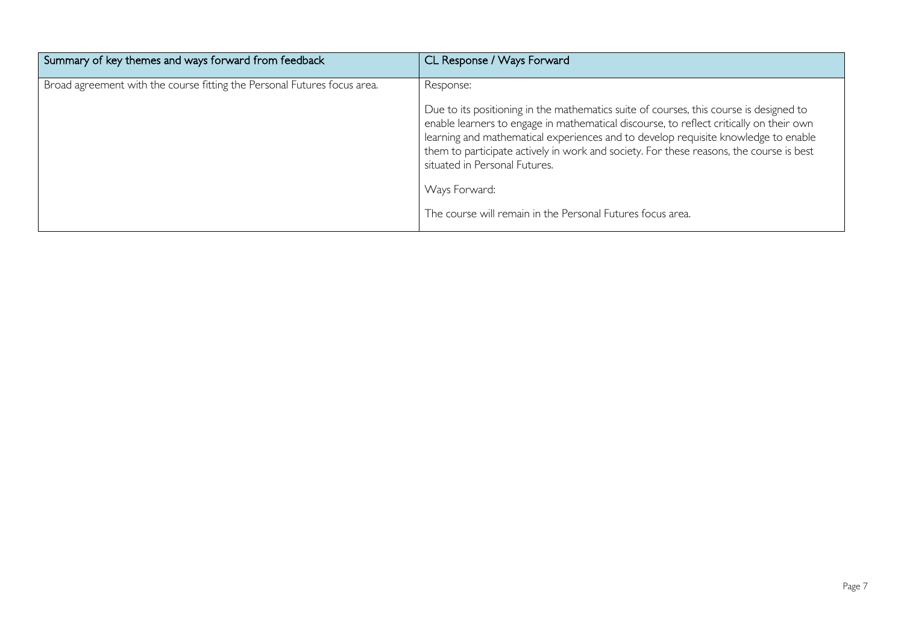| Summary of key themes and ways forward from feedback | CL Response / Ways Forward |
| --- | --- |
| Broad agreement with the course fitting the Personal Futures focus area. | Response:<br><br>Due to its positioning in the mathematics suite of courses, this course is designed to enable learners to engage in mathematical discourse, to reflect critically on their own learning and mathematical experiences and to develop requisite knowledge to enable them to participate actively in work and society. For these reasons, the course is best situated in Personal Futures.<br><br>Ways Forward:<br><br>The course will remain in the Personal Futures focus area. |